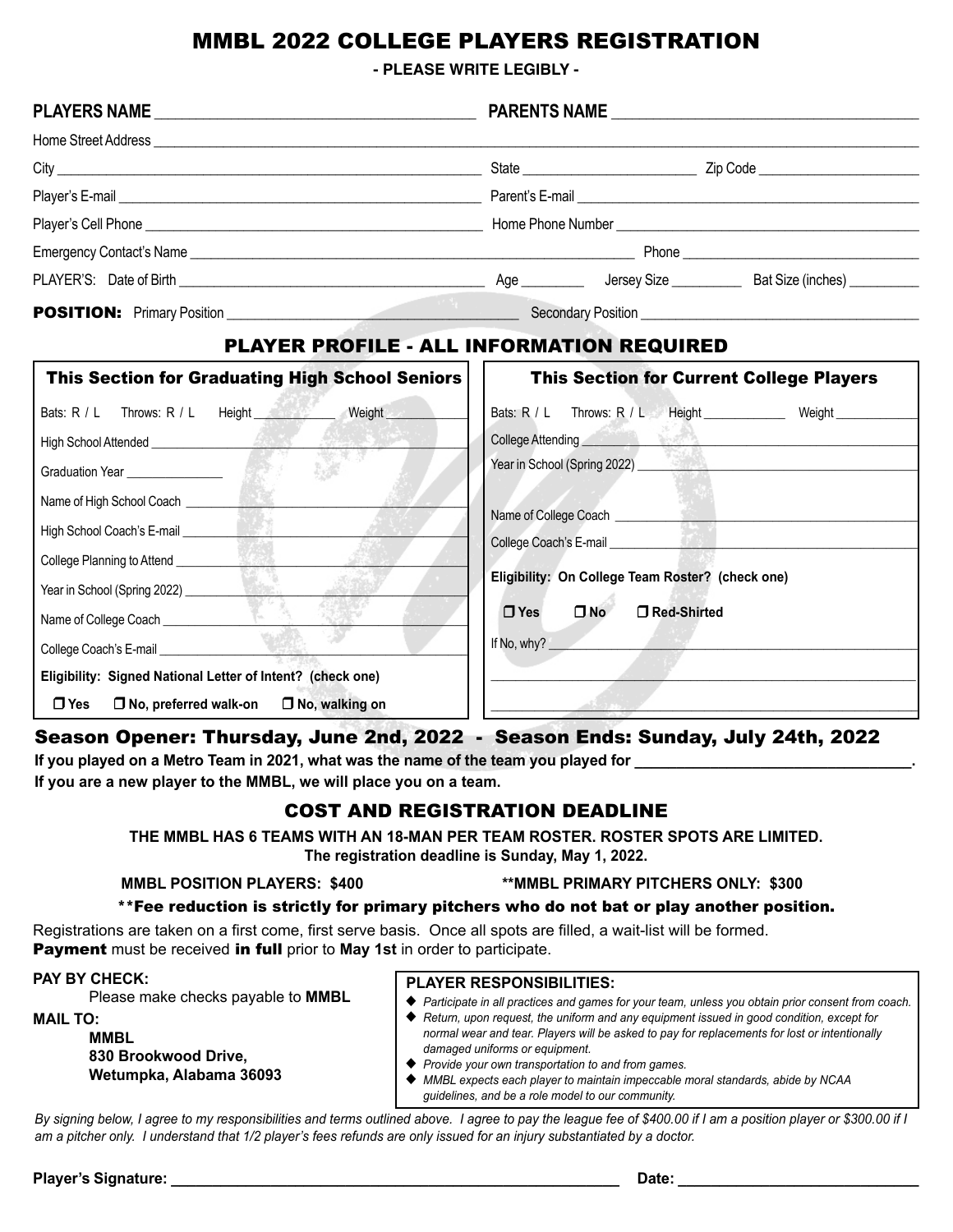// MMBL 2022 COLLEGE PLAYERS REGISTRATION

**- PLEASE WRITE LEGIBLY -**

**PLAYERS NAME** ______________________ **PARENTS NAME** ______________________

Home Street Address ______________________________________________

City ______________________ State ______________ Zip Code ______________

Player's E-mail ______________________ Parent's E-mail ______________________

Player's Cell Phone ______________________ Home Phone Number ______________________

Emergency Contact's Name ______________________ Phone ______________________

PLAYER'S: Date of Birth ______________ Age ________ Jersey Size ________ Bat Size (inches) ________

**POSITION:** Primary Position ______________________ Secondary Position ______________________

## PLAYER PROFILE - ALL INFORMATION REQUIRED

| This Section for Graduating High School Seniors | This Section for Current College Players |
|---|---|
| Bats: R / L Throws: R / L Height ________ Weight ________ | Bats: R / L Throws: R / L Height ________ Weight ________ |
| High School Attended ______________________ | College Attending ______________________ |
| Graduation Year ______________ | Year in School (Spring 2022) ______________________ |
| Name of High School Coach ______________________ | Name of College Coach ______________________ |
| High School Coach's E-mail ______________________ | College Coach's E-mail ______________________ |
| College Planning to Attend ______________________ | **Eligibility: On College Team Roster? (check one)** |
| Year in School (Spring 2022) ______________________ | ☐ **Yes** ☐ **No** ☐ **Red-Shirted** |
| Name of College Coach ______________________ | If No, why? ______________________ |
| College Coach's E-mail ______________________ | ______________________ |
| **Eligibility: Signed National Letter of Intent? (check one)** | ______________________ |
| ☐ **Yes** ☐ **No, preferred walk-on** ☐ **No, walking on** | |

## Season Opener: Thursday, June 2nd, 2022 - Season Ends: Sunday, July 24th, 2022

**If you played on a Metro Team in 2021, what was the name of the team you played for ______________________.**
**If you are a new player to the MMBL, we will place you on a team.**

## COST AND REGISTRATION DEADLINE

**THE MMBL HAS 6 TEAMS WITH AN 18-MAN PER TEAM ROSTER. ROSTER SPOTS ARE LIMITED.**
**The registration deadline is Sunday, May 1, 2022.**

**MMBL POSITION PLAYERS: $400** **\*\*MMBL PRIMARY PITCHERS ONLY: $300**

**\*\*Fee reduction is strictly for primary pitchers who do not bat or play another position.**

Registrations are taken on a first come, first serve basis. Once all spots are filled, a wait-list will be formed.
**Payment** must be received **in full** prior to **May 1st** in order to participate.

**PAY BY CHECK:**
Please make checks payable to **MMBL**

**MAIL TO:**
**MMBL**
**830 Brookwood Drive,**
**Wetumpka, Alabama 36093**

**PLAYER RESPONSIBILITIES:**

- *Participate in all practices and games for your team, unless you obtain prior consent from coach.*
- *Return, upon request, the uniform and any equipment issued in good condition, except for normal wear and tear. Players will be asked to pay for replacements for lost or intentionally damaged uniforms or equipment.*
- *Provide your own transportation to and from games.*
- *MMBL expects each player to maintain impeccable moral standards, abide by NCAA guidelines, and be a role model to our community.*

*By signing below, I agree to my responsibilities and terms outlined above. I agree to pay the league fee of $400.00 if I am a position player or $300.00 if I am a pitcher only. I understand that 1/2 player's fees refunds are only issued for an injury substantiated by a doctor.*

**Player's Signature:** ______________________ **Date:** ______________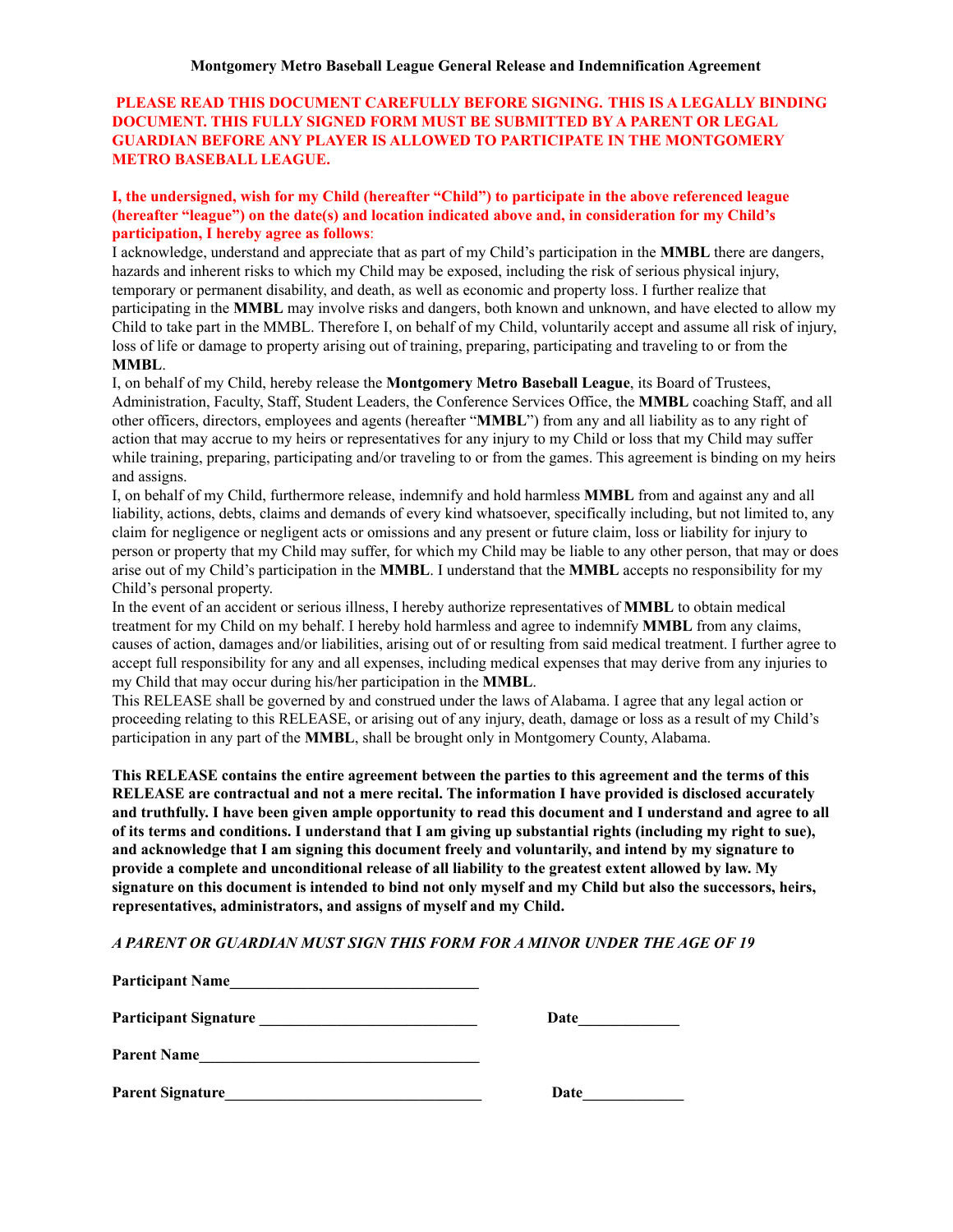**Montgomery Metro Baseball League General Release and Indemnification Agreement**

**PLEASE READ THIS DOCUMENT CAREFULLY BEFORE SIGNING. THIS IS A LEGALLY BINDING DOCUMENT. THIS FULLY SIGNED FORM MUST BE SUBMITTED BY A PARENT OR LEGAL GUARDIAN BEFORE ANY PLAYER IS ALLOWED TO PARTICIPATE IN THE MONTGOMERY METRO BASEBALL LEAGUE.**

**I, the undersigned, wish for my Child (hereafter "Child") to participate in the above referenced league (hereafter "league") on the date(s) and location indicated above and, in consideration for my Child's participation, I hereby agree as follows**:

I acknowledge, understand and appreciate that as part of my Child's participation in the **MMBL** there are dangers, hazards and inherent risks to which my Child may be exposed, including the risk of serious physical injury, temporary or permanent disability, and death, as well as economic and property loss. I further realize that participating in the **MMBL** may involve risks and dangers, both known and unknown, and have elected to allow my Child to take part in the MMBL. Therefore I, on behalf of my Child, voluntarily accept and assume all risk of injury, loss of life or damage to property arising out of training, preparing, participating and traveling to or from the **MMBL**.

I, on behalf of my Child, hereby release the **Montgomery Metro Baseball League**, its Board of Trustees, Administration, Faculty, Staff, Student Leaders, the Conference Services Office, the **MMBL** coaching Staff, and all other officers, directors, employees and agents (hereafter "**MMBL**") from any and all liability as to any right of action that may accrue to my heirs or representatives for any injury to my Child or loss that my Child may suffer while training, preparing, participating and/or traveling to or from the games. This agreement is binding on my heirs and assigns.

I, on behalf of my Child, furthermore release, indemnify and hold harmless **MMBL** from and against any and all liability, actions, debts, claims and demands of every kind whatsoever, specifically including, but not limited to, any claim for negligence or negligent acts or omissions and any present or future claim, loss or liability for injury to person or property that my Child may suffer, for which my Child may be liable to any other person, that may or does arise out of my Child's participation in the **MMBL**. I understand that the **MMBL** accepts no responsibility for my Child's personal property.

In the event of an accident or serious illness, I hereby authorize representatives of **MMBL** to obtain medical treatment for my Child on my behalf. I hereby hold harmless and agree to indemnify **MMBL** from any claims, causes of action, damages and/or liabilities, arising out of or resulting from said medical treatment. I further agree to accept full responsibility for any and all expenses, including medical expenses that may derive from any injuries to my Child that may occur during his/her participation in the **MMBL**.

This RELEASE shall be governed by and construed under the laws of Alabama. I agree that any legal action or proceeding relating to this RELEASE, or arising out of any injury, death, damage or loss as a result of my Child's participation in any part of the **MMBL**, shall be brought only in Montgomery County, Alabama.

**This RELEASE contains the entire agreement between the parties to this agreement and the terms of this RELEASE are contractual and not a mere recital. The information I have provided is disclosed accurately and truthfully. I have been given ample opportunity to read this document and I understand and agree to all of its terms and conditions. I understand that I am giving up substantial rights (including my right to sue), and acknowledge that I am signing this document freely and voluntarily, and intend by my signature to provide a complete and unconditional release of all liability to the greatest extent allowed by law. My signature on this document is intended to bind not only myself and my Child but also the successors, heirs, representatives, administrators, and assigns of myself and my Child.**

***A PARENT OR GUARDIAN MUST SIGN THIS FORM FOR A MINOR UNDER THE AGE OF 19***

**Participant Name**\_\_\_\_\_\_\_\_\_\_\_\_\_\_\_\_\_\_\_\_\_\_\_\_\_\_\_\_\_\_\_\_

**Participant Signature** \_\_\_\_\_\_\_\_\_\_\_\_\_\_\_\_\_\_\_\_\_\_\_\_\_\_\_\_ **Date**\_\_\_\_\_\_\_\_\_\_\_\_\_

**Parent Name**\_\_\_\_\_\_\_\_\_\_\_\_\_\_\_\_\_\_\_\_\_\_\_\_\_\_\_\_\_\_\_\_\_\_\_\_\_

**Parent Signature**\_\_\_\_\_\_\_\_\_\_\_\_\_\_\_\_\_\_\_\_\_\_\_\_\_\_\_\_\_\_\_\_\_ **Date**\_\_\_\_\_\_\_\_\_\_\_\_\_